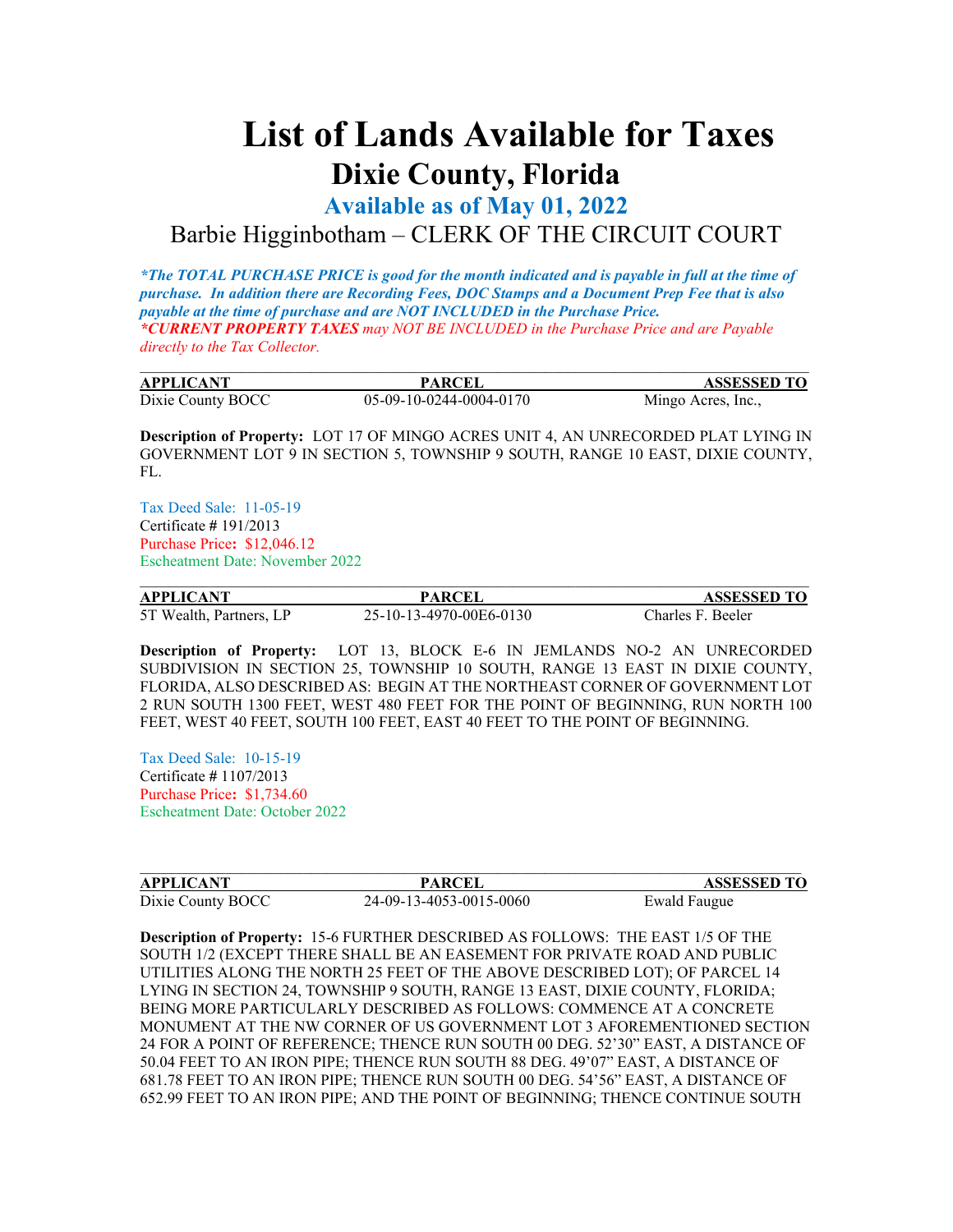# List of Lands Available for Taxes

## Dixie County, Florida

### Available as of May 01, 2022

Barbie Higginbotham – CLERK OF THE CIRCUIT COURT

***The TOTAL PURCHASE PRICE is good for the month indicated and is payable in full at the time of purchase. In addition there are Recording Fees, DOC Stamps and a Document Prep Fee that is also payable at the time of purchase and are NOT INCLUDED in the Purchase Price.***
***\*CURRENT PROPERTY TAXES** may NOT BE INCLUDED in the Purchase Price and are Payable directly to the Tax Collector.*

| APPLICANT | PARCEL | ASSESSED TO |
| --- | --- | --- |
| Dixie County BOCC | 05-09-10-0244-0004-0170 | Mingo Acres, Inc., |

**Description of Property:** LOT 17 OF MINGO ACRES UNIT 4, AN UNRECORDED PLAT LYING IN GOVERNMENT LOT 9 IN SECTION 5, TOWNSHIP 9 SOUTH, RANGE 10 EAST, DIXIE COUNTY, FL.

Tax Deed Sale: 11-05-19
Certificate # 191/2013
Purchase Price: $12,046.12
Escheatment Date: November 2022

| APPLICANT | PARCEL | ASSESSED TO |
| --- | --- | --- |
| 5T Wealth, Partners, LP | 25-10-13-4970-00E6-0130 | Charles F. Beeler |

**Description of Property:** LOT 13, BLOCK E-6 IN JEMLANDS NO-2 AN UNRECORDED SUBDIVISION IN SECTION 25, TOWNSHIP 10 SOUTH, RANGE 13 EAST IN DIXIE COUNTY, FLORIDA, ALSO DESCRIBED AS: BEGIN AT THE NORTHEAST CORNER OF GOVERNMENT LOT 2 RUN SOUTH 1300 FEET, WEST 480 FEET FOR THE POINT OF BEGINNING, RUN NORTH 100 FEET, WEST 40 FEET, SOUTH 100 FEET, EAST 40 FEET TO THE POINT OF BEGINNING.

Tax Deed Sale: 10-15-19
Certificate # 1107/2013
Purchase Price: $1,734.60
Escheatment Date: October 2022

| APPLICANT | PARCEL | ASSESSED TO |
| --- | --- | --- |
| Dixie County BOCC | 24-09-13-4053-0015-0060 | Ewald Faugue |

**Description of Property:** 15-6 FURTHER DESCRIBED AS FOLLOWS: THE EAST 1/5 OF THE SOUTH 1/2 (EXCEPT THERE SHALL BE AN EASEMENT FOR PRIVATE ROAD AND PUBLIC UTILITIES ALONG THE NORTH 25 FEET OF THE ABOVE DESCRIBED LOT); OF PARCEL 14 LYING IN SECTION 24, TOWNSHIP 9 SOUTH, RANGE 13 EAST, DIXIE COUNTY, FLORIDA; BEING MORE PARTICULARLY DESCRIBED AS FOLLOWS: COMMENCE AT A CONCRETE MONUMENT AT THE NW CORNER OF US GOVERNMENT LOT 3 AFOREMENTIONED SECTION 24 FOR A POINT OF REFERENCE; THENCE RUN SOUTH 00 DEG. 52'30" EAST, A DISTANCE OF 50.04 FEET TO AN IRON PIPE; THENCE RUN SOUTH 88 DEG. 49'07" EAST, A DISTANCE OF 681.78 FEET TO AN IRON PIPE; THENCE RUN SOUTH 00 DEG. 54'56" EAST, A DISTANCE OF 652.99 FEET TO AN IRON PIPE; AND THE POINT OF BEGINNING; THENCE CONTINUE SOUTH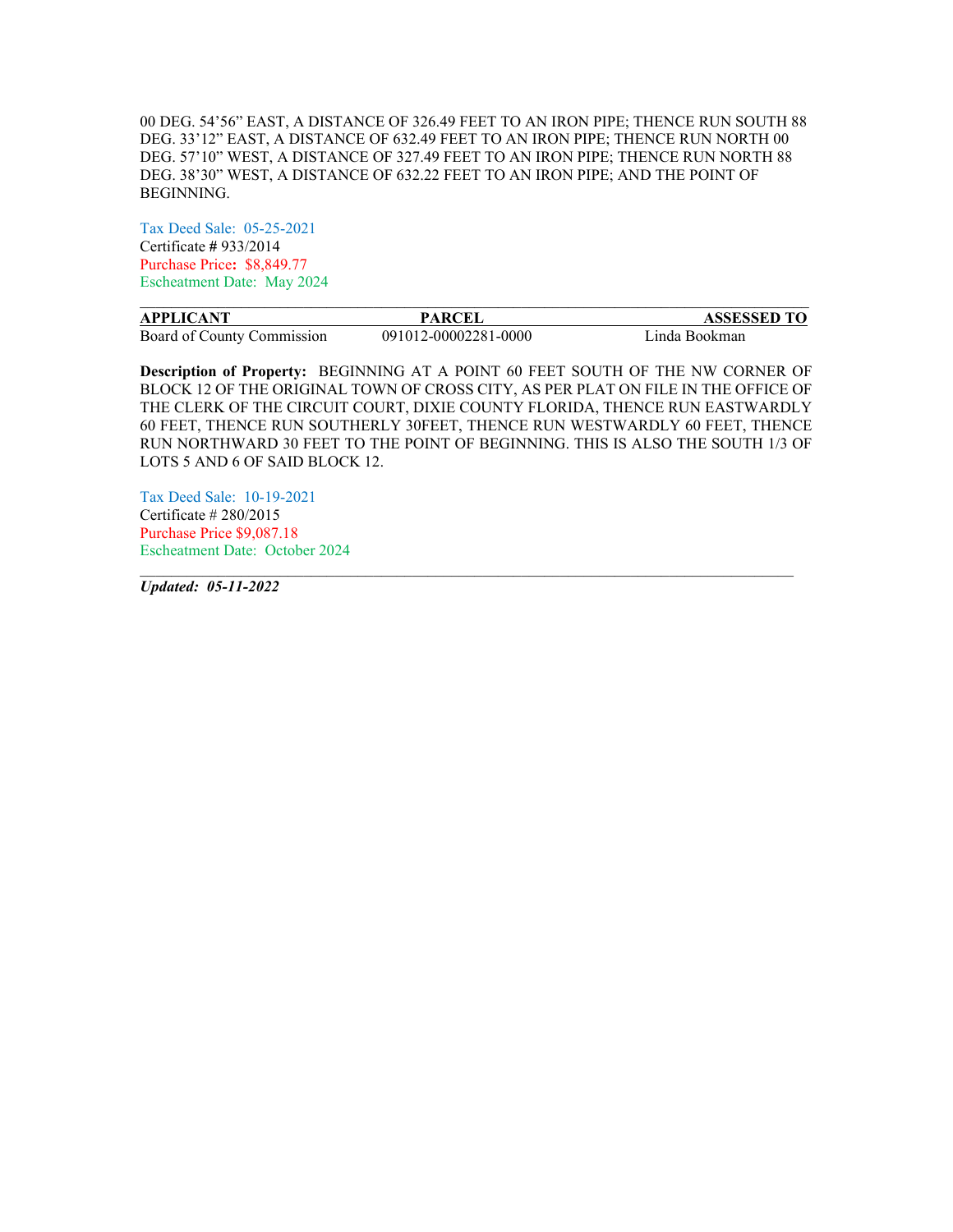00 DEG. 54'56" EAST, A DISTANCE OF 326.49 FEET TO AN IRON PIPE; THENCE RUN SOUTH 88 DEG. 33'12" EAST, A DISTANCE OF 632.49 FEET TO AN IRON PIPE; THENCE RUN NORTH 00 DEG. 57'10" WEST, A DISTANCE OF 327.49 FEET TO AN IRON PIPE; THENCE RUN NORTH 88 DEG. 38'30" WEST, A DISTANCE OF 632.22 FEET TO AN IRON PIPE; AND THE POINT OF BEGINNING.

Tax Deed Sale: 05-25-2021
Certificate # 933/2014
Purchase Price: $8,849.77
Escheatment Date: May 2024

| APPLICANT | PARCEL | ASSESSED TO |
|---|---|---|
| Board of County Commission | 091012-00002281-0000 | Linda Bookman |

**Description of Property:** BEGINNING AT A POINT 60 FEET SOUTH OF THE NW CORNER OF BLOCK 12 OF THE ORIGINAL TOWN OF CROSS CITY, AS PER PLAT ON FILE IN THE OFFICE OF THE CLERK OF THE CIRCUIT COURT, DIXIE COUNTY FLORIDA, THENCE RUN EASTWARDLY 60 FEET, THENCE RUN SOUTHERLY 30FEET, THENCE RUN WESTWARDLY 60 FEET, THENCE RUN NORTHWARD 30 FEET TO THE POINT OF BEGINNING. THIS IS ALSO THE SOUTH 1/3 OF LOTS 5 AND 6 OF SAID BLOCK 12.

Tax Deed Sale: 10-19-2021
Certificate # 280/2015
Purchase Price $9,087.18
Escheatment Date: October 2024

***Updated: 05-11-2022***